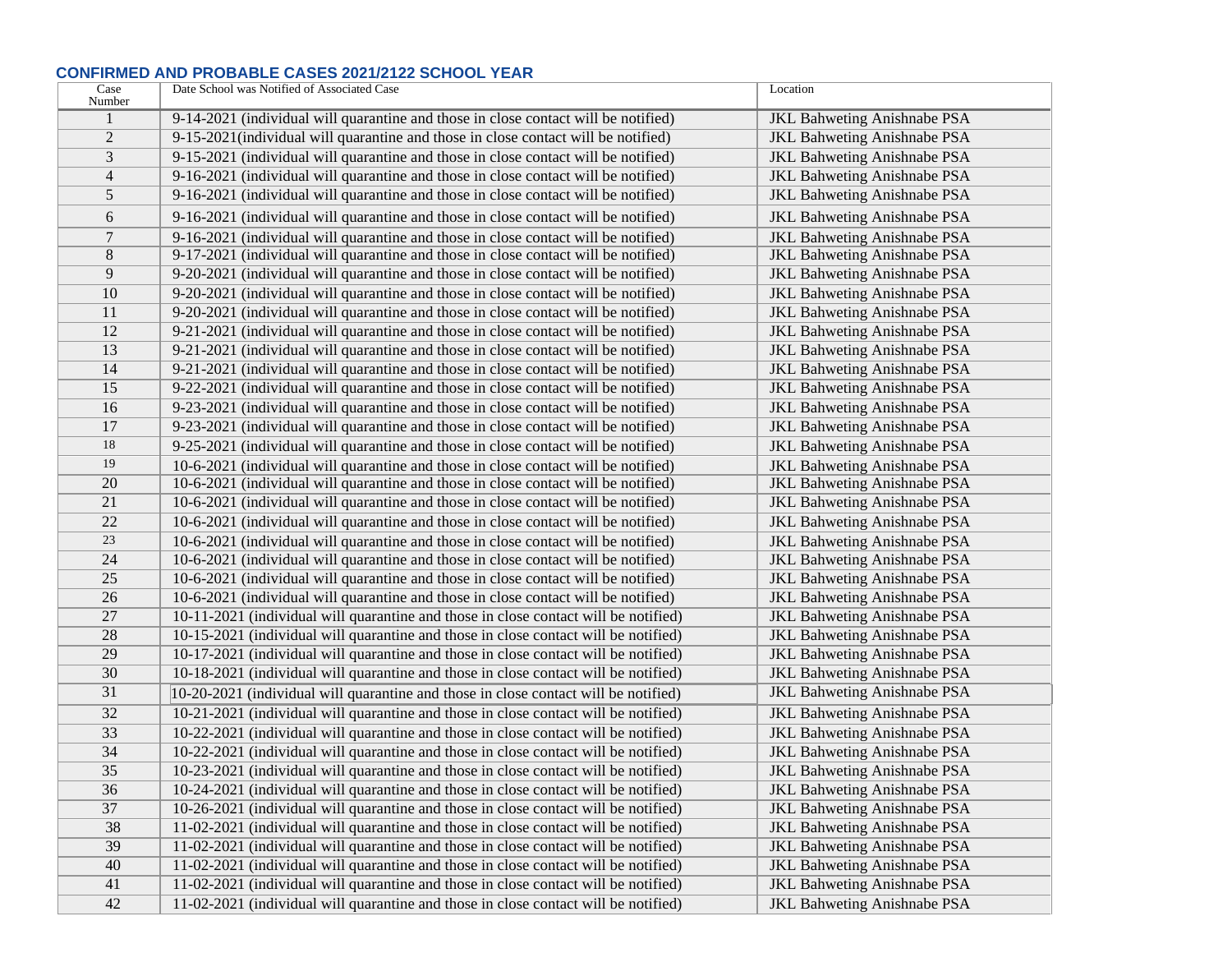## CONFIRMED AND PROBABLE CASES 2021/2122 SCHOOL YEAR

| Case Number | Date School was Notified of Associated Case | Location |
|---|---|---|
| 1 | 9-14-2021 (individual will quarantine and those in close contact will be notified) | JKL Bahweting Anishnabe PSA |
| 2 | 9-15-2021(individual will quarantine and those in close contact will be notified) | JKL Bahweting Anishnabe PSA |
| 3 | 9-15-2021 (individual will quarantine and those in close contact will be notified) | JKL Bahweting Anishnabe PSA |
| 4 | 9-16-2021 (individual will quarantine and those in close contact will be notified) | JKL Bahweting Anishnabe PSA |
| 5 | 9-16-2021 (individual will quarantine and those in close contact will be notified) | JKL Bahweting Anishnabe PSA |
| 6 | 9-16-2021 (individual will quarantine and those in close contact will be notified) | JKL Bahweting Anishnabe PSA |
| 7 | 9-16-2021 (individual will quarantine and those in close contact will be notified) | JKL Bahweting Anishnabe PSA |
| 8 | 9-17-2021 (individual will quarantine and those in close contact will be notified) | JKL Bahweting Anishnabe PSA |
| 9 | 9-20-2021 (individual will quarantine and those in close contact will be notified) | JKL Bahweting Anishnabe PSA |
| 10 | 9-20-2021 (individual will quarantine and those in close contact will be notified) | JKL Bahweting Anishnabe PSA |
| 11 | 9-20-2021 (individual will quarantine and those in close contact will be notified) | JKL Bahweting Anishnabe PSA |
| 12 | 9-21-2021 (individual will quarantine and those in close contact will be notified) | JKL Bahweting Anishnabe PSA |
| 13 | 9-21-2021 (individual will quarantine and those in close contact will be notified) | JKL Bahweting Anishnabe PSA |
| 14 | 9-21-2021 (individual will quarantine and those in close contact will be notified) | JKL Bahweting Anishnabe PSA |
| 15 | 9-22-2021 (individual will quarantine and those in close contact will be notified) | JKL Bahweting Anishnabe PSA |
| 16 | 9-23-2021 (individual will quarantine and those in close contact will be notified) | JKL Bahweting Anishnabe PSA |
| 17 | 9-23-2021 (individual will quarantine and those in close contact will be notified) | JKL Bahweting Anishnabe PSA |
| 18 | 9-25-2021 (individual will quarantine and those in close contact will be notified) | JKL Bahweting Anishnabe PSA |
| 19 | 10-6-2021 (individual will quarantine and those in close contact will be notified) | JKL Bahweting Anishnabe PSA |
| 20 | 10-6-2021 (individual will quarantine and those in close contact will be notified) | JKL Bahweting Anishnabe PSA |
| 21 | 10-6-2021 (individual will quarantine and those in close contact will be notified) | JKL Bahweting Anishnabe PSA |
| 22 | 10-6-2021 (individual will quarantine and those in close contact will be notified) | JKL Bahweting Anishnabe PSA |
| 23 | 10-6-2021 (individual will quarantine and those in close contact will be notified) | JKL Bahweting Anishnabe PSA |
| 24 | 10-6-2021 (individual will quarantine and those in close contact will be notified) | JKL Bahweting Anishnabe PSA |
| 25 | 10-6-2021 (individual will quarantine and those in close contact will be notified) | JKL Bahweting Anishnabe PSA |
| 26 | 10-6-2021 (individual will quarantine and those in close contact will be notified) | JKL Bahweting Anishnabe PSA |
| 27 | 10-11-2021 (individual will quarantine and those in close contact will be notified) | JKL Bahweting Anishnabe PSA |
| 28 | 10-15-2021 (individual will quarantine and those in close contact will be notified) | JKL Bahweting Anishnabe PSA |
| 29 | 10-17-2021 (individual will quarantine and those in close contact will be notified) | JKL Bahweting Anishnabe PSA |
| 30 | 10-18-2021 (individual will quarantine and those in close contact will be notified) | JKL Bahweting Anishnabe PSA |
| 31 | 10-20-2021 (individual will quarantine and those in close contact will be notified) | JKL Bahweting Anishnabe PSA |
| 32 | 10-21-2021 (individual will quarantine and those in close contact will be notified) | JKL Bahweting Anishnabe PSA |
| 33 | 10-22-2021 (individual will quarantine and those in close contact will be notified) | JKL Bahweting Anishnabe PSA |
| 34 | 10-22-2021 (individual will quarantine and those in close contact will be notified) | JKL Bahweting Anishnabe PSA |
| 35 | 10-23-2021 (individual will quarantine and those in close contact will be notified) | JKL Bahweting Anishnabe PSA |
| 36 | 10-24-2021 (individual will quarantine and those in close contact will be notified) | JKL Bahweting Anishnabe PSA |
| 37 | 10-26-2021 (individual will quarantine and those in close contact will be notified) | JKL Bahweting Anishnabe PSA |
| 38 | 11-02-2021 (individual will quarantine and those in close contact will be notified) | JKL Bahweting Anishnabe PSA |
| 39 | 11-02-2021 (individual will quarantine and those in close contact will be notified) | JKL Bahweting Anishnabe PSA |
| 40 | 11-02-2021 (individual will quarantine and those in close contact will be notified) | JKL Bahweting Anishnabe PSA |
| 41 | 11-02-2021 (individual will quarantine and those in close contact will be notified) | JKL Bahweting Anishnabe PSA |
| 42 | 11-02-2021 (individual will quarantine and those in close contact will be notified) | JKL Bahweting Anishnabe PSA |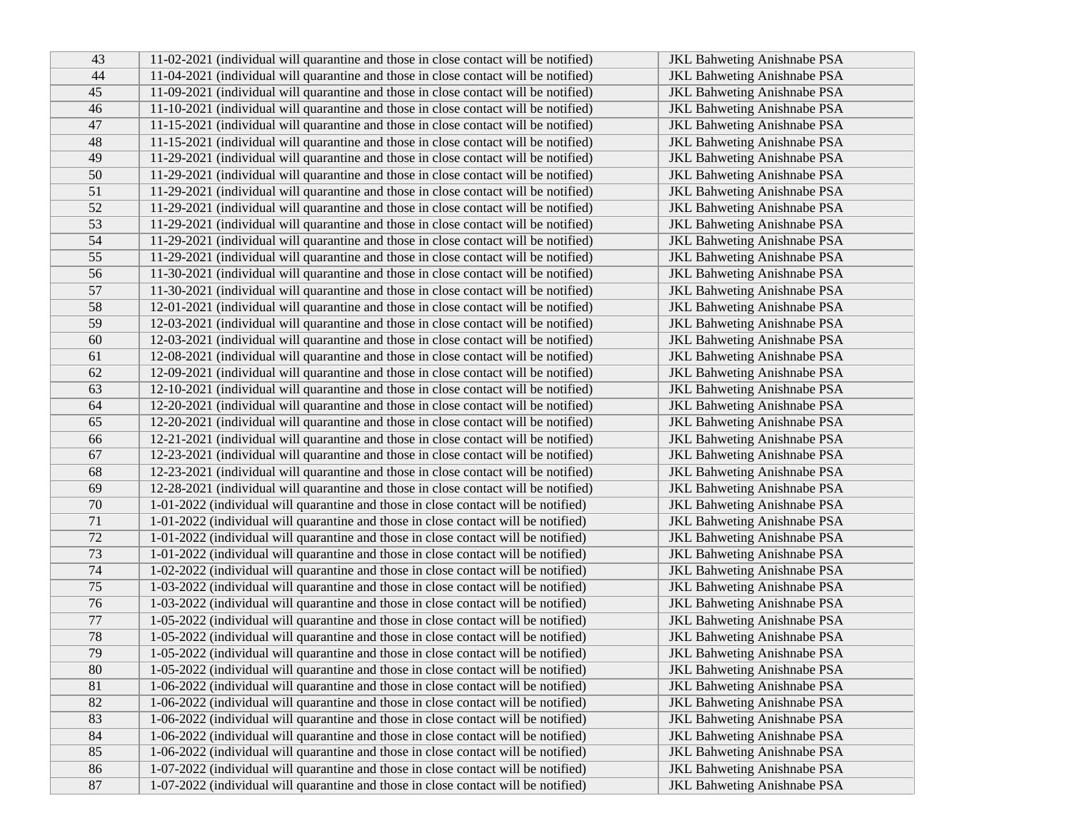| | | |
|---|---|---|
| 43 | 11-02-2021 (individual will quarantine and those in close contact will be notified) | JKL Bahweting Anishnabe PSA |
| 44 | 11-04-2021 (individual will quarantine and those in close contact will be notified) | JKL Bahweting Anishnabe PSA |
| 45 | 11-09-2021 (individual will quarantine and those in close contact will be notified) | JKL Bahweting Anishnabe PSA |
| 46 | 11-10-2021 (individual will quarantine and those in close contact will be notified) | JKL Bahweting Anishnabe PSA |
| 47 | 11-15-2021 (individual will quarantine and those in close contact will be notified) | JKL Bahweting Anishnabe PSA |
| 48 | 11-15-2021 (individual will quarantine and those in close contact will be notified) | JKL Bahweting Anishnabe PSA |
| 49 | 11-29-2021 (individual will quarantine and those in close contact will be notified) | JKL Bahweting Anishnabe PSA |
| 50 | 11-29-2021 (individual will quarantine and those in close contact will be notified) | JKL Bahweting Anishnabe PSA |
| 51 | 11-29-2021 (individual will quarantine and those in close contact will be notified) | JKL Bahweting Anishnabe PSA |
| 52 | 11-29-2021 (individual will quarantine and those in close contact will be notified) | JKL Bahweting Anishnabe PSA |
| 53 | 11-29-2021 (individual will quarantine and those in close contact will be notified) | JKL Bahweting Anishnabe PSA |
| 54 | 11-29-2021 (individual will quarantine and those in close contact will be notified) | JKL Bahweting Anishnabe PSA |
| 55 | 11-29-2021 (individual will quarantine and those in close contact will be notified) | JKL Bahweting Anishnabe PSA |
| 56 | 11-30-2021 (individual will quarantine and those in close contact will be notified) | JKL Bahweting Anishnabe PSA |
| 57 | 11-30-2021 (individual will quarantine and those in close contact will be notified) | JKL Bahweting Anishnabe PSA |
| 58 | 12-01-2021 (individual will quarantine and those in close contact will be notified) | JKL Bahweting Anishnabe PSA |
| 59 | 12-03-2021 (individual will quarantine and those in close contact will be notified) | JKL Bahweting Anishnabe PSA |
| 60 | 12-03-2021 (individual will quarantine and those in close contact will be notified) | JKL Bahweting Anishnabe PSA |
| 61 | 12-08-2021 (individual will quarantine and those in close contact will be notified) | JKL Bahweting Anishnabe PSA |
| 62 | 12-09-2021 (individual will quarantine and those in close contact will be notified) | JKL Bahweting Anishnabe PSA |
| 63 | 12-10-2021 (individual will quarantine and those in close contact will be notified) | JKL Bahweting Anishnabe PSA |
| 64 | 12-20-2021 (individual will quarantine and those in close contact will be notified) | JKL Bahweting Anishnabe PSA |
| 65 | 12-20-2021 (individual will quarantine and those in close contact will be notified) | JKL Bahweting Anishnabe PSA |
| 66 | 12-21-2021 (individual will quarantine and those in close contact will be notified) | JKL Bahweting Anishnabe PSA |
| 67 | 12-23-2021 (individual will quarantine and those in close contact will be notified) | JKL Bahweting Anishnabe PSA |
| 68 | 12-23-2021 (individual will quarantine and those in close contact will be notified) | JKL Bahweting Anishnabe PSA |
| 69 | 12-28-2021 (individual will quarantine and those in close contact will be notified) | JKL Bahweting Anishnabe PSA |
| 70 | 1-01-2022 (individual will quarantine and those in close contact will be notified) | JKL Bahweting Anishnabe PSA |
| 71 | 1-01-2022 (individual will quarantine and those in close contact will be notified) | JKL Bahweting Anishnabe PSA |
| 72 | 1-01-2022 (individual will quarantine and those in close contact will be notified) | JKL Bahweting Anishnabe PSA |
| 73 | 1-01-2022 (individual will quarantine and those in close contact will be notified) | JKL Bahweting Anishnabe PSA |
| 74 | 1-02-2022 (individual will quarantine and those in close contact will be notified) | JKL Bahweting Anishnabe PSA |
| 75 | 1-03-2022 (individual will quarantine and those in close contact will be notified) | JKL Bahweting Anishnabe PSA |
| 76 | 1-03-2022 (individual will quarantine and those in close contact will be notified) | JKL Bahweting Anishnabe PSA |
| 77 | 1-05-2022 (individual will quarantine and those in close contact will be notified) | JKL Bahweting Anishnabe PSA |
| 78 | 1-05-2022 (individual will quarantine and those in close contact will be notified) | JKL Bahweting Anishnabe PSA |
| 79 | 1-05-2022 (individual will quarantine and those in close contact will be notified) | JKL Bahweting Anishnabe PSA |
| 80 | 1-05-2022 (individual will quarantine and those in close contact will be notified) | JKL Bahweting Anishnabe PSA |
| 81 | 1-06-2022 (individual will quarantine and those in close contact will be notified) | JKL Bahweting Anishnabe PSA |
| 82 | 1-06-2022 (individual will quarantine and those in close contact will be notified) | JKL Bahweting Anishnabe PSA |
| 83 | 1-06-2022 (individual will quarantine and those in close contact will be notified) | JKL Bahweting Anishnabe PSA |
| 84 | 1-06-2022 (individual will quarantine and those in close contact will be notified) | JKL Bahweting Anishnabe PSA |
| 85 | 1-06-2022 (individual will quarantine and those in close contact will be notified) | JKL Bahweting Anishnabe PSA |
| 86 | 1-07-2022 (individual will quarantine and those in close contact will be notified) | JKL Bahweting Anishnabe PSA |
| 87 | 1-07-2022 (individual will quarantine and those in close contact will be notified) | JKL Bahweting Anishnabe PSA |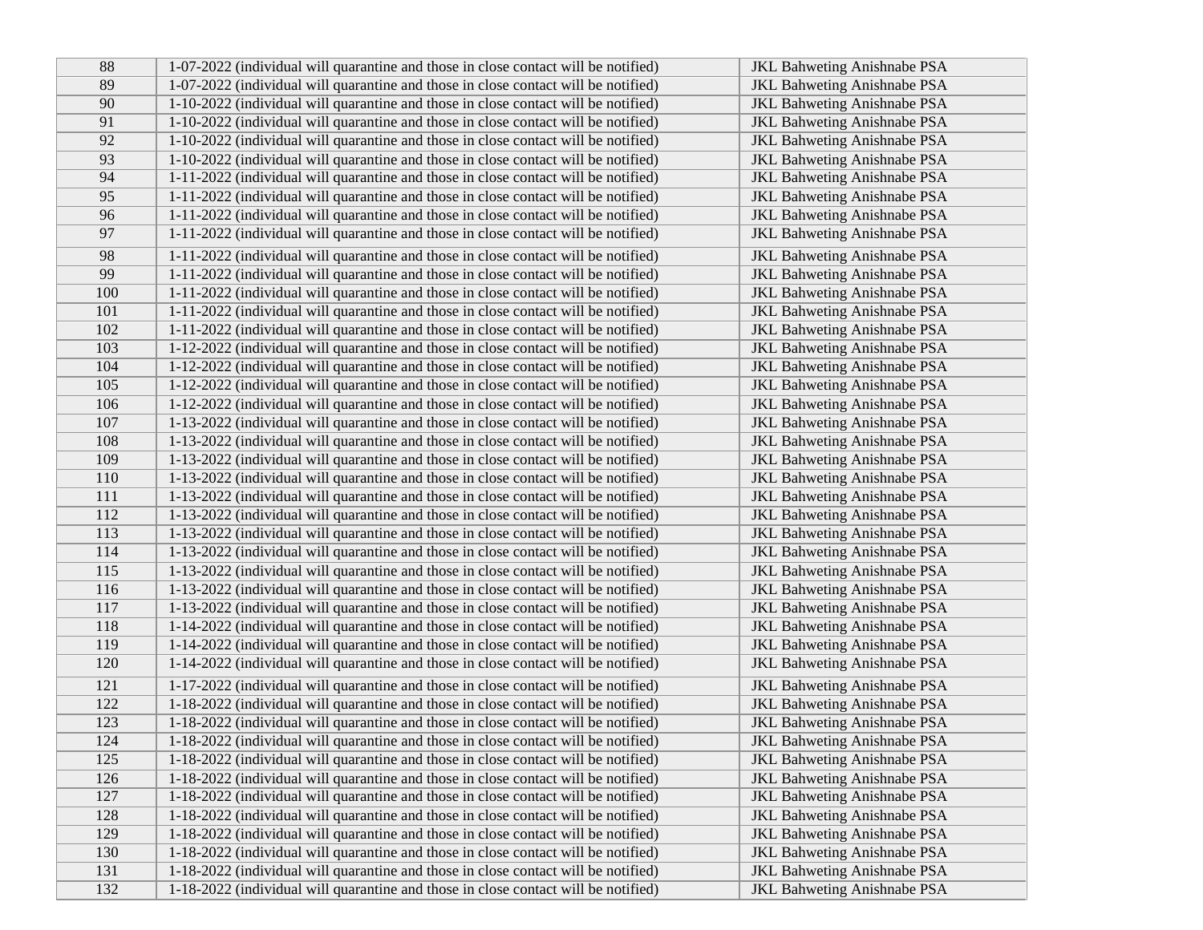| | | |
|---|---|---|
| 88 | 1-07-2022 (individual will quarantine and those in close contact will be notified) | JKL Bahweting Anishnabe PSA |
| 89 | 1-07-2022 (individual will quarantine and those in close contact will be notified) | JKL Bahweting Anishnabe PSA |
| 90 | 1-10-2022 (individual will quarantine and those in close contact will be notified) | JKL Bahweting Anishnabe PSA |
| 91 | 1-10-2022 (individual will quarantine and those in close contact will be notified) | JKL Bahweting Anishnabe PSA |
| 92 | 1-10-2022 (individual will quarantine and those in close contact will be notified) | JKL Bahweting Anishnabe PSA |
| 93 | 1-10-2022 (individual will quarantine and those in close contact will be notified) | JKL Bahweting Anishnabe PSA |
| 94 | 1-11-2022 (individual will quarantine and those in close contact will be notified) | JKL Bahweting Anishnabe PSA |
| 95 | 1-11-2022 (individual will quarantine and those in close contact will be notified) | JKL Bahweting Anishnabe PSA |
| 96 | 1-11-2022 (individual will quarantine and those in close contact will be notified) | JKL Bahweting Anishnabe PSA |
| 97 | 1-11-2022 (individual will quarantine and those in close contact will be notified) | JKL Bahweting Anishnabe PSA |
| 98 | 1-11-2022 (individual will quarantine and those in close contact will be notified) | JKL Bahweting Anishnabe PSA |
| 99 | 1-11-2022 (individual will quarantine and those in close contact will be notified) | JKL Bahweting Anishnabe PSA |
| 100 | 1-11-2022 (individual will quarantine and those in close contact will be notified) | JKL Bahweting Anishnabe PSA |
| 101 | 1-11-2022 (individual will quarantine and those in close contact will be notified) | JKL Bahweting Anishnabe PSA |
| 102 | 1-11-2022 (individual will quarantine and those in close contact will be notified) | JKL Bahweting Anishnabe PSA |
| 103 | 1-12-2022 (individual will quarantine and those in close contact will be notified) | JKL Bahweting Anishnabe PSA |
| 104 | 1-12-2022 (individual will quarantine and those in close contact will be notified) | JKL Bahweting Anishnabe PSA |
| 105 | 1-12-2022 (individual will quarantine and those in close contact will be notified) | JKL Bahweting Anishnabe PSA |
| 106 | 1-12-2022 (individual will quarantine and those in close contact will be notified) | JKL Bahweting Anishnabe PSA |
| 107 | 1-13-2022 (individual will quarantine and those in close contact will be notified) | JKL Bahweting Anishnabe PSA |
| 108 | 1-13-2022 (individual will quarantine and those in close contact will be notified) | JKL Bahweting Anishnabe PSA |
| 109 | 1-13-2022 (individual will quarantine and those in close contact will be notified) | JKL Bahweting Anishnabe PSA |
| 110 | 1-13-2022 (individual will quarantine and those in close contact will be notified) | JKL Bahweting Anishnabe PSA |
| 111 | 1-13-2022 (individual will quarantine and those in close contact will be notified) | JKL Bahweting Anishnabe PSA |
| 112 | 1-13-2022 (individual will quarantine and those in close contact will be notified) | JKL Bahweting Anishnabe PSA |
| 113 | 1-13-2022 (individual will quarantine and those in close contact will be notified) | JKL Bahweting Anishnabe PSA |
| 114 | 1-13-2022 (individual will quarantine and those in close contact will be notified) | JKL Bahweting Anishnabe PSA |
| 115 | 1-13-2022 (individual will quarantine and those in close contact will be notified) | JKL Bahweting Anishnabe PSA |
| 116 | 1-13-2022 (individual will quarantine and those in close contact will be notified) | JKL Bahweting Anishnabe PSA |
| 117 | 1-13-2022 (individual will quarantine and those in close contact will be notified) | JKL Bahweting Anishnabe PSA |
| 118 | 1-14-2022 (individual will quarantine and those in close contact will be notified) | JKL Bahweting Anishnabe PSA |
| 119 | 1-14-2022 (individual will quarantine and those in close contact will be notified) | JKL Bahweting Anishnabe PSA |
| 120 | 1-14-2022 (individual will quarantine and those in close contact will be notified) | JKL Bahweting Anishnabe PSA |
| 121 | 1-17-2022 (individual will quarantine and those in close contact will be notified) | JKL Bahweting Anishnabe PSA |
| 122 | 1-18-2022 (individual will quarantine and those in close contact will be notified) | JKL Bahweting Anishnabe PSA |
| 123 | 1-18-2022 (individual will quarantine and those in close contact will be notified) | JKL Bahweting Anishnabe PSA |
| 124 | 1-18-2022 (individual will quarantine and those in close contact will be notified) | JKL Bahweting Anishnabe PSA |
| 125 | 1-18-2022 (individual will quarantine and those in close contact will be notified) | JKL Bahweting Anishnabe PSA |
| 126 | 1-18-2022 (individual will quarantine and those in close contact will be notified) | JKL Bahweting Anishnabe PSA |
| 127 | 1-18-2022 (individual will quarantine and those in close contact will be notified) | JKL Bahweting Anishnabe PSA |
| 128 | 1-18-2022 (individual will quarantine and those in close contact will be notified) | JKL Bahweting Anishnabe PSA |
| 129 | 1-18-2022 (individual will quarantine and those in close contact will be notified) | JKL Bahweting Anishnabe PSA |
| 130 | 1-18-2022 (individual will quarantine and those in close contact will be notified) | JKL Bahweting Anishnabe PSA |
| 131 | 1-18-2022 (individual will quarantine and those in close contact will be notified) | JKL Bahweting Anishnabe PSA |
| 132 | 1-18-2022 (individual will quarantine and those in close contact will be notified) | JKL Bahweting Anishnabe PSA |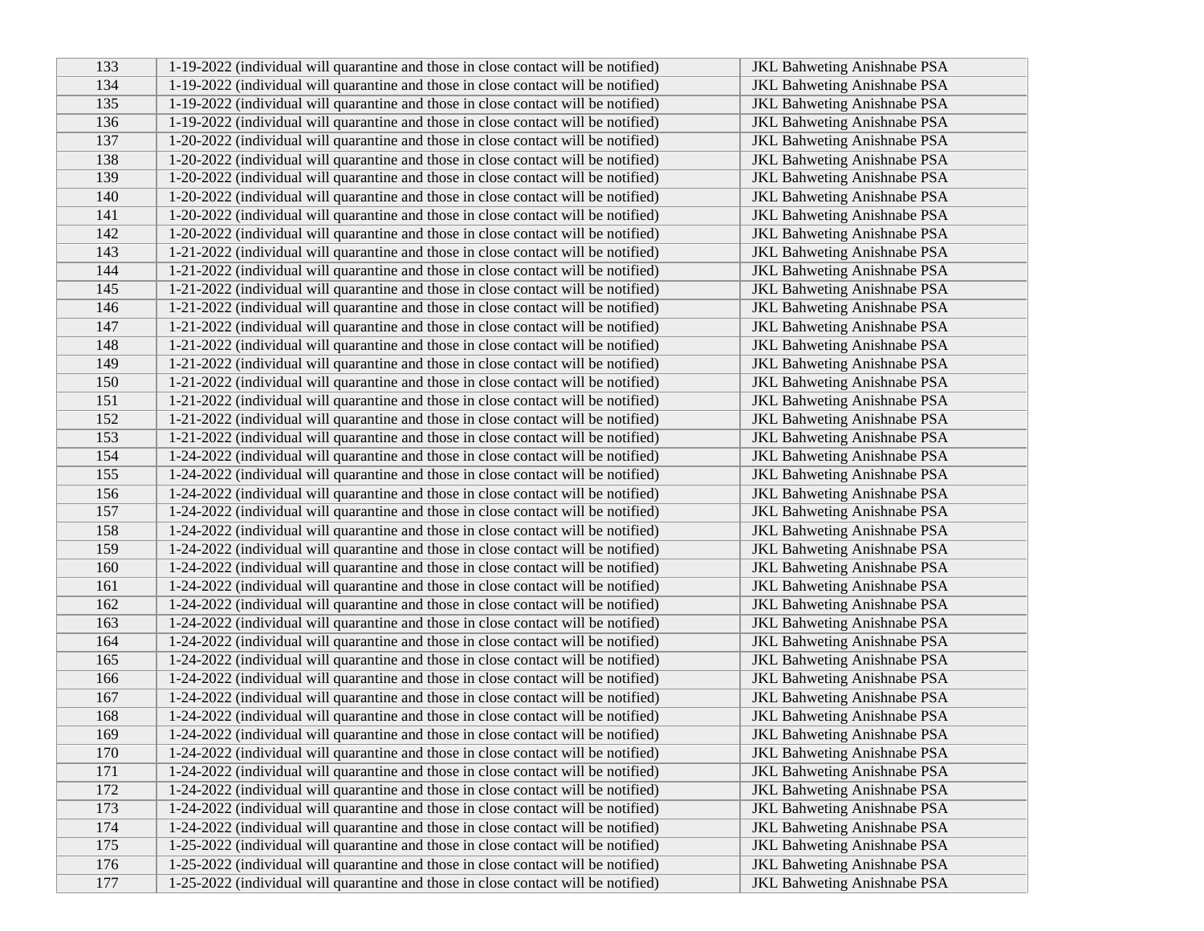| | | |
|---|---|---|
| 133 | 1-19-2022 (individual will quarantine and those in close contact will be notified) | JKL Bahweting Anishnabe PSA |
| 134 | 1-19-2022 (individual will quarantine and those in close contact will be notified) | JKL Bahweting Anishnabe PSA |
| 135 | 1-19-2022 (individual will quarantine and those in close contact will be notified) | JKL Bahweting Anishnabe PSA |
| 136 | 1-19-2022 (individual will quarantine and those in close contact will be notified) | JKL Bahweting Anishnabe PSA |
| 137 | 1-20-2022 (individual will quarantine and those in close contact will be notified) | JKL Bahweting Anishnabe PSA |
| 138 | 1-20-2022 (individual will quarantine and those in close contact will be notified) | JKL Bahweting Anishnabe PSA |
| 139 | 1-20-2022 (individual will quarantine and those in close contact will be notified) | JKL Bahweting Anishnabe PSA |
| 140 | 1-20-2022 (individual will quarantine and those in close contact will be notified) | JKL Bahweting Anishnabe PSA |
| 141 | 1-20-2022 (individual will quarantine and those in close contact will be notified) | JKL Bahweting Anishnabe PSA |
| 142 | 1-20-2022 (individual will quarantine and those in close contact will be notified) | JKL Bahweting Anishnabe PSA |
| 143 | 1-21-2022 (individual will quarantine and those in close contact will be notified) | JKL Bahweting Anishnabe PSA |
| 144 | 1-21-2022 (individual will quarantine and those in close contact will be notified) | JKL Bahweting Anishnabe PSA |
| 145 | 1-21-2022 (individual will quarantine and those in close contact will be notified) | JKL Bahweting Anishnabe PSA |
| 146 | 1-21-2022 (individual will quarantine and those in close contact will be notified) | JKL Bahweting Anishnabe PSA |
| 147 | 1-21-2022 (individual will quarantine and those in close contact will be notified) | JKL Bahweting Anishnabe PSA |
| 148 | 1-21-2022 (individual will quarantine and those in close contact will be notified) | JKL Bahweting Anishnabe PSA |
| 149 | 1-21-2022 (individual will quarantine and those in close contact will be notified) | JKL Bahweting Anishnabe PSA |
| 150 | 1-21-2022 (individual will quarantine and those in close contact will be notified) | JKL Bahweting Anishnabe PSA |
| 151 | 1-21-2022 (individual will quarantine and those in close contact will be notified) | JKL Bahweting Anishnabe PSA |
| 152 | 1-21-2022 (individual will quarantine and those in close contact will be notified) | JKL Bahweting Anishnabe PSA |
| 153 | 1-21-2022 (individual will quarantine and those in close contact will be notified) | JKL Bahweting Anishnabe PSA |
| 154 | 1-24-2022 (individual will quarantine and those in close contact will be notified) | JKL Bahweting Anishnabe PSA |
| 155 | 1-24-2022 (individual will quarantine and those in close contact will be notified) | JKL Bahweting Anishnabe PSA |
| 156 | 1-24-2022 (individual will quarantine and those in close contact will be notified) | JKL Bahweting Anishnabe PSA |
| 157 | 1-24-2022 (individual will quarantine and those in close contact will be notified) | JKL Bahweting Anishnabe PSA |
| 158 | 1-24-2022 (individual will quarantine and those in close contact will be notified) | JKL Bahweting Anishnabe PSA |
| 159 | 1-24-2022 (individual will quarantine and those in close contact will be notified) | JKL Bahweting Anishnabe PSA |
| 160 | 1-24-2022 (individual will quarantine and those in close contact will be notified) | JKL Bahweting Anishnabe PSA |
| 161 | 1-24-2022 (individual will quarantine and those in close contact will be notified) | JKL Bahweting Anishnabe PSA |
| 162 | 1-24-2022 (individual will quarantine and those in close contact will be notified) | JKL Bahweting Anishnabe PSA |
| 163 | 1-24-2022 (individual will quarantine and those in close contact will be notified) | JKL Bahweting Anishnabe PSA |
| 164 | 1-24-2022 (individual will quarantine and those in close contact will be notified) | JKL Bahweting Anishnabe PSA |
| 165 | 1-24-2022 (individual will quarantine and those in close contact will be notified) | JKL Bahweting Anishnabe PSA |
| 166 | 1-24-2022 (individual will quarantine and those in close contact will be notified) | JKL Bahweting Anishnabe PSA |
| 167 | 1-24-2022 (individual will quarantine and those in close contact will be notified) | JKL Bahweting Anishnabe PSA |
| 168 | 1-24-2022 (individual will quarantine and those in close contact will be notified) | JKL Bahweting Anishnabe PSA |
| 169 | 1-24-2022 (individual will quarantine and those in close contact will be notified) | JKL Bahweting Anishnabe PSA |
| 170 | 1-24-2022 (individual will quarantine and those in close contact will be notified) | JKL Bahweting Anishnabe PSA |
| 171 | 1-24-2022 (individual will quarantine and those in close contact will be notified) | JKL Bahweting Anishnabe PSA |
| 172 | 1-24-2022 (individual will quarantine and those in close contact will be notified) | JKL Bahweting Anishnabe PSA |
| 173 | 1-24-2022 (individual will quarantine and those in close contact will be notified) | JKL Bahweting Anishnabe PSA |
| 174 | 1-24-2022 (individual will quarantine and those in close contact will be notified) | JKL Bahweting Anishnabe PSA |
| 175 | 1-25-2022 (individual will quarantine and those in close contact will be notified) | JKL Bahweting Anishnabe PSA |
| 176 | 1-25-2022 (individual will quarantine and those in close contact will be notified) | JKL Bahweting Anishnabe PSA |
| 177 | 1-25-2022 (individual will quarantine and those in close contact will be notified) | JKL Bahweting Anishnabe PSA |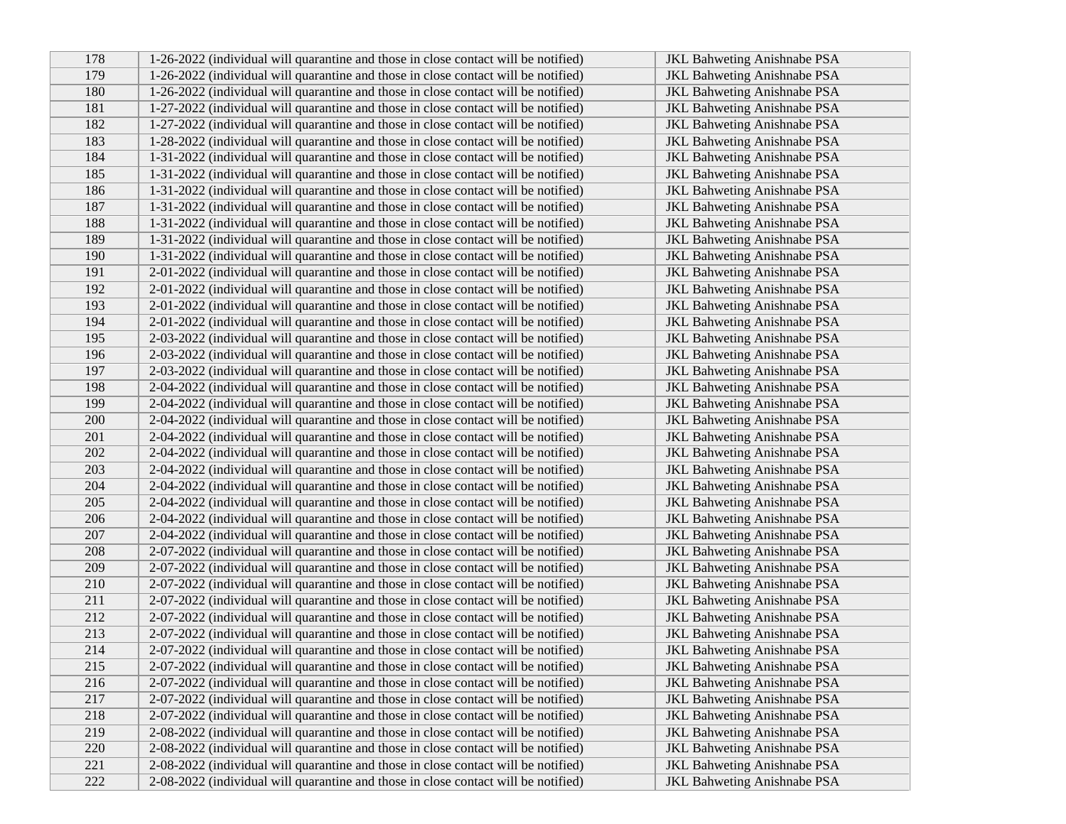| 178 | 1-26-2022 (individual will quarantine and those in close contact will be notified) | JKL Bahweting Anishnabe PSA |
|---|---|---|
| 179 | 1-26-2022 (individual will quarantine and those in close contact will be notified) | JKL Bahweting Anishnabe PSA |
| 180 | 1-26-2022 (individual will quarantine and those in close contact will be notified) | JKL Bahweting Anishnabe PSA |
| 181 | 1-27-2022 (individual will quarantine and those in close contact will be notified) | JKL Bahweting Anishnabe PSA |
| 182 | 1-27-2022 (individual will quarantine and those in close contact will be notified) | JKL Bahweting Anishnabe PSA |
| 183 | 1-28-2022 (individual will quarantine and those in close contact will be notified) | JKL Bahweting Anishnabe PSA |
| 184 | 1-31-2022 (individual will quarantine and those in close contact will be notified) | JKL Bahweting Anishnabe PSA |
| 185 | 1-31-2022 (individual will quarantine and those in close contact will be notified) | JKL Bahweting Anishnabe PSA |
| 186 | 1-31-2022 (individual will quarantine and those in close contact will be notified) | JKL Bahweting Anishnabe PSA |
| 187 | 1-31-2022 (individual will quarantine and those in close contact will be notified) | JKL Bahweting Anishnabe PSA |
| 188 | 1-31-2022 (individual will quarantine and those in close contact will be notified) | JKL Bahweting Anishnabe PSA |
| 189 | 1-31-2022 (individual will quarantine and those in close contact will be notified) | JKL Bahweting Anishnabe PSA |
| 190 | 1-31-2022 (individual will quarantine and those in close contact will be notified) | JKL Bahweting Anishnabe PSA |
| 191 | 2-01-2022 (individual will quarantine and those in close contact will be notified) | JKL Bahweting Anishnabe PSA |
| 192 | 2-01-2022 (individual will quarantine and those in close contact will be notified) | JKL Bahweting Anishnabe PSA |
| 193 | 2-01-2022 (individual will quarantine and those in close contact will be notified) | JKL Bahweting Anishnabe PSA |
| 194 | 2-01-2022 (individual will quarantine and those in close contact will be notified) | JKL Bahweting Anishnabe PSA |
| 195 | 2-03-2022 (individual will quarantine and those in close contact will be notified) | JKL Bahweting Anishnabe PSA |
| 196 | 2-03-2022 (individual will quarantine and those in close contact will be notified) | JKL Bahweting Anishnabe PSA |
| 197 | 2-03-2022 (individual will quarantine and those in close contact will be notified) | JKL Bahweting Anishnabe PSA |
| 198 | 2-04-2022 (individual will quarantine and those in close contact will be notified) | JKL Bahweting Anishnabe PSA |
| 199 | 2-04-2022 (individual will quarantine and those in close contact will be notified) | JKL Bahweting Anishnabe PSA |
| 200 | 2-04-2022 (individual will quarantine and those in close contact will be notified) | JKL Bahweting Anishnabe PSA |
| 201 | 2-04-2022 (individual will quarantine and those in close contact will be notified) | JKL Bahweting Anishnabe PSA |
| 202 | 2-04-2022 (individual will quarantine and those in close contact will be notified) | JKL Bahweting Anishnabe PSA |
| 203 | 2-04-2022 (individual will quarantine and those in close contact will be notified) | JKL Bahweting Anishnabe PSA |
| 204 | 2-04-2022 (individual will quarantine and those in close contact will be notified) | JKL Bahweting Anishnabe PSA |
| 205 | 2-04-2022 (individual will quarantine and those in close contact will be notified) | JKL Bahweting Anishnabe PSA |
| 206 | 2-04-2022 (individual will quarantine and those in close contact will be notified) | JKL Bahweting Anishnabe PSA |
| 207 | 2-04-2022 (individual will quarantine and those in close contact will be notified) | JKL Bahweting Anishnabe PSA |
| 208 | 2-07-2022 (individual will quarantine and those in close contact will be notified) | JKL Bahweting Anishnabe PSA |
| 209 | 2-07-2022 (individual will quarantine and those in close contact will be notified) | JKL Bahweting Anishnabe PSA |
| 210 | 2-07-2022 (individual will quarantine and those in close contact will be notified) | JKL Bahweting Anishnabe PSA |
| 211 | 2-07-2022 (individual will quarantine and those in close contact will be notified) | JKL Bahweting Anishnabe PSA |
| 212 | 2-07-2022 (individual will quarantine and those in close contact will be notified) | JKL Bahweting Anishnabe PSA |
| 213 | 2-07-2022 (individual will quarantine and those in close contact will be notified) | JKL Bahweting Anishnabe PSA |
| 214 | 2-07-2022 (individual will quarantine and those in close contact will be notified) | JKL Bahweting Anishnabe PSA |
| 215 | 2-07-2022 (individual will quarantine and those in close contact will be notified) | JKL Bahweting Anishnabe PSA |
| 216 | 2-07-2022 (individual will quarantine and those in close contact will be notified) | JKL Bahweting Anishnabe PSA |
| 217 | 2-07-2022 (individual will quarantine and those in close contact will be notified) | JKL Bahweting Anishnabe PSA |
| 218 | 2-07-2022 (individual will quarantine and those in close contact will be notified) | JKL Bahweting Anishnabe PSA |
| 219 | 2-08-2022 (individual will quarantine and those in close contact will be notified) | JKL Bahweting Anishnabe PSA |
| 220 | 2-08-2022 (individual will quarantine and those in close contact will be notified) | JKL Bahweting Anishnabe PSA |
| 221 | 2-08-2022 (individual will quarantine and those in close contact will be notified) | JKL Bahweting Anishnabe PSA |
| 222 | 2-08-2022 (individual will quarantine and those in close contact will be notified) | JKL Bahweting Anishnabe PSA |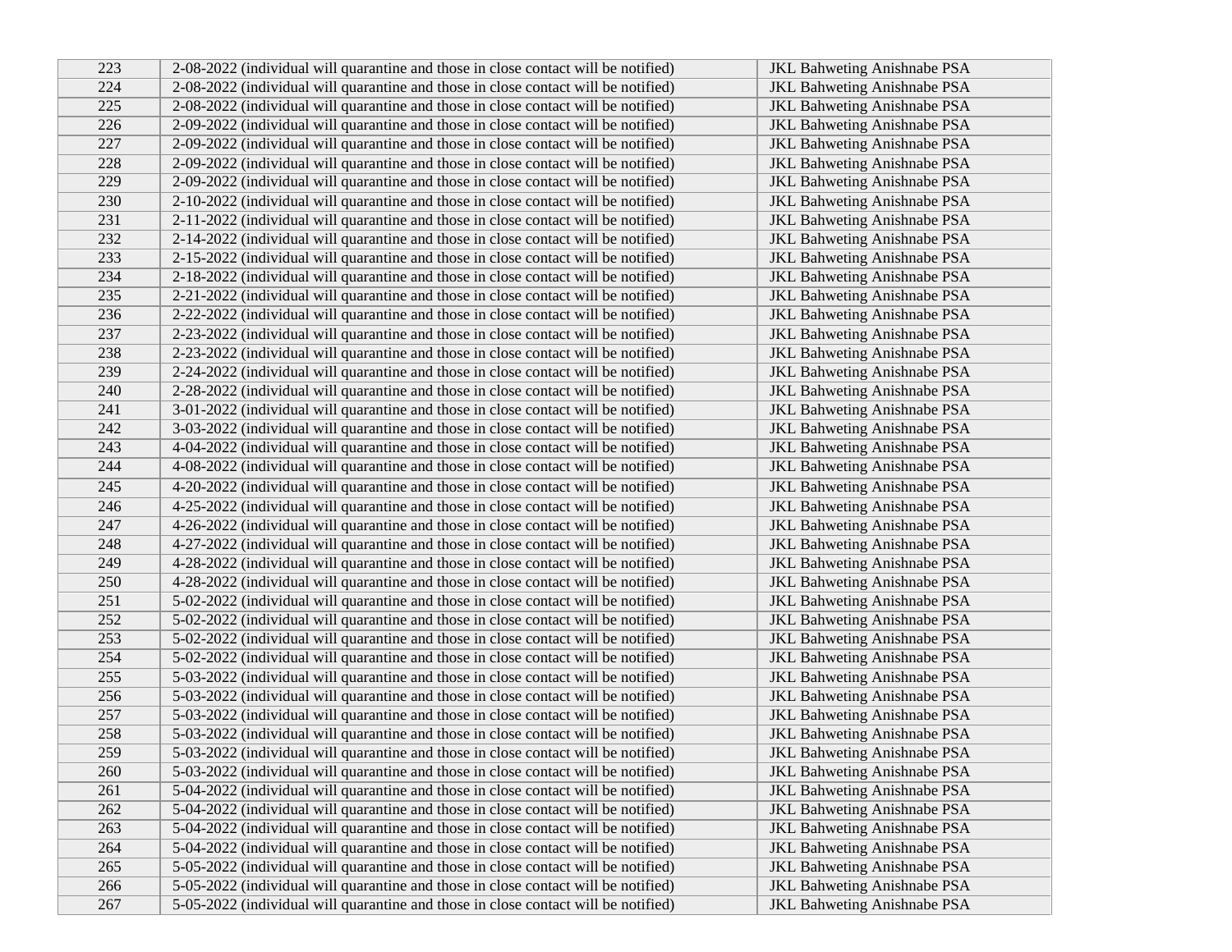| 223 | 2-08-2022 (individual will quarantine and those in close contact will be notified) | JKL Bahweting Anishnabe PSA |
|---|---|---|
| 224 | 2-08-2022 (individual will quarantine and those in close contact will be notified) | JKL Bahweting Anishnabe PSA |
| 225 | 2-08-2022 (individual will quarantine and those in close contact will be notified) | JKL Bahweting Anishnabe PSA |
| 226 | 2-09-2022 (individual will quarantine and those in close contact will be notified) | JKL Bahweting Anishnabe PSA |
| 227 | 2-09-2022 (individual will quarantine and those in close contact will be notified) | JKL Bahweting Anishnabe PSA |
| 228 | 2-09-2022 (individual will quarantine and those in close contact will be notified) | JKL Bahweting Anishnabe PSA |
| 229 | 2-09-2022 (individual will quarantine and those in close contact will be notified) | JKL Bahweting Anishnabe PSA |
| 230 | 2-10-2022 (individual will quarantine and those in close contact will be notified) | JKL Bahweting Anishnabe PSA |
| 231 | 2-11-2022 (individual will quarantine and those in close contact will be notified) | JKL Bahweting Anishnabe PSA |
| 232 | 2-14-2022 (individual will quarantine and those in close contact will be notified) | JKL Bahweting Anishnabe PSA |
| 233 | 2-15-2022 (individual will quarantine and those in close contact will be notified) | JKL Bahweting Anishnabe PSA |
| 234 | 2-18-2022 (individual will quarantine and those in close contact will be notified) | JKL Bahweting Anishnabe PSA |
| 235 | 2-21-2022 (individual will quarantine and those in close contact will be notified) | JKL Bahweting Anishnabe PSA |
| 236 | 2-22-2022 (individual will quarantine and those in close contact will be notified) | JKL Bahweting Anishnabe PSA |
| 237 | 2-23-2022 (individual will quarantine and those in close contact will be notified) | JKL Bahweting Anishnabe PSA |
| 238 | 2-23-2022 (individual will quarantine and those in close contact will be notified) | JKL Bahweting Anishnabe PSA |
| 239 | 2-24-2022 (individual will quarantine and those in close contact will be notified) | JKL Bahweting Anishnabe PSA |
| 240 | 2-28-2022 (individual will quarantine and those in close contact will be notified) | JKL Bahweting Anishnabe PSA |
| 241 | 3-01-2022 (individual will quarantine and those in close contact will be notified) | JKL Bahweting Anishnabe PSA |
| 242 | 3-03-2022 (individual will quarantine and those in close contact will be notified) | JKL Bahweting Anishnabe PSA |
| 243 | 4-04-2022 (individual will quarantine and those in close contact will be notified) | JKL Bahweting Anishnabe PSA |
| 244 | 4-08-2022 (individual will quarantine and those in close contact will be notified) | JKL Bahweting Anishnabe PSA |
| 245 | 4-20-2022 (individual will quarantine and those in close contact will be notified) | JKL Bahweting Anishnabe PSA |
| 246 | 4-25-2022 (individual will quarantine and those in close contact will be notified) | JKL Bahweting Anishnabe PSA |
| 247 | 4-26-2022 (individual will quarantine and those in close contact will be notified) | JKL Bahweting Anishnabe PSA |
| 248 | 4-27-2022 (individual will quarantine and those in close contact will be notified) | JKL Bahweting Anishnabe PSA |
| 249 | 4-28-2022 (individual will quarantine and those in close contact will be notified) | JKL Bahweting Anishnabe PSA |
| 250 | 4-28-2022 (individual will quarantine and those in close contact will be notified) | JKL Bahweting Anishnabe PSA |
| 251 | 5-02-2022 (individual will quarantine and those in close contact will be notified) | JKL Bahweting Anishnabe PSA |
| 252 | 5-02-2022 (individual will quarantine and those in close contact will be notified) | JKL Bahweting Anishnabe PSA |
| 253 | 5-02-2022 (individual will quarantine and those in close contact will be notified) | JKL Bahweting Anishnabe PSA |
| 254 | 5-02-2022 (individual will quarantine and those in close contact will be notified) | JKL Bahweting Anishnabe PSA |
| 255 | 5-03-2022 (individual will quarantine and those in close contact will be notified) | JKL Bahweting Anishnabe PSA |
| 256 | 5-03-2022 (individual will quarantine and those in close contact will be notified) | JKL Bahweting Anishnabe PSA |
| 257 | 5-03-2022 (individual will quarantine and those in close contact will be notified) | JKL Bahweting Anishnabe PSA |
| 258 | 5-03-2022 (individual will quarantine and those in close contact will be notified) | JKL Bahweting Anishnabe PSA |
| 259 | 5-03-2022 (individual will quarantine and those in close contact will be notified) | JKL Bahweting Anishnabe PSA |
| 260 | 5-03-2022 (individual will quarantine and those in close contact will be notified) | JKL Bahweting Anishnabe PSA |
| 261 | 5-04-2022 (individual will quarantine and those in close contact will be notified) | JKL Bahweting Anishnabe PSA |
| 262 | 5-04-2022 (individual will quarantine and those in close contact will be notified) | JKL Bahweting Anishnabe PSA |
| 263 | 5-04-2022 (individual will quarantine and those in close contact will be notified) | JKL Bahweting Anishnabe PSA |
| 264 | 5-04-2022 (individual will quarantine and those in close contact will be notified) | JKL Bahweting Anishnabe PSA |
| 265 | 5-05-2022 (individual will quarantine and those in close contact will be notified) | JKL Bahweting Anishnabe PSA |
| 266 | 5-05-2022 (individual will quarantine and those in close contact will be notified) | JKL Bahweting Anishnabe PSA |
| 267 | 5-05-2022 (individual will quarantine and those in close contact will be notified) | JKL Bahweting Anishnabe PSA |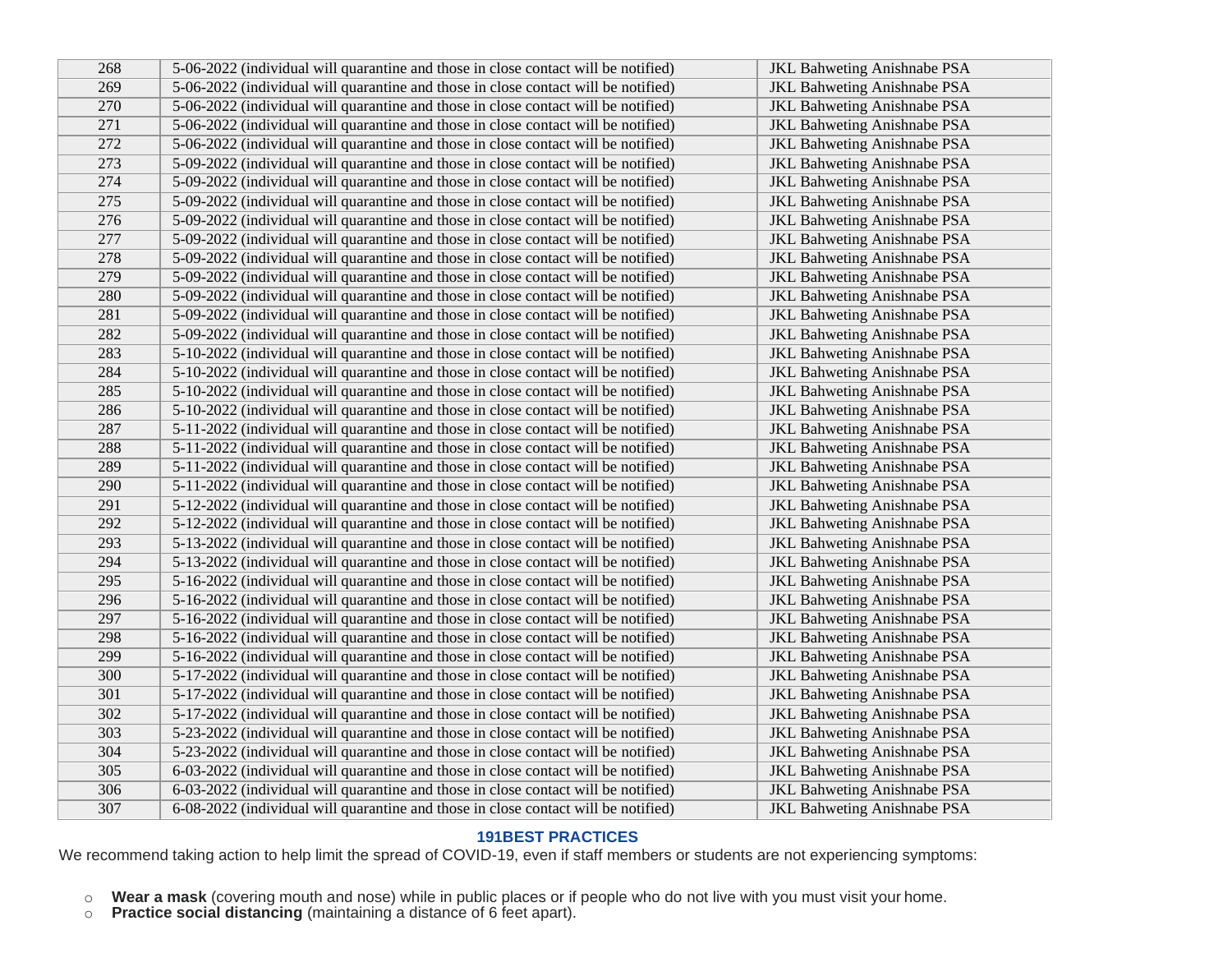| 268 | 5-06-2022 (individual will quarantine and those in close contact will be notified) | JKL Bahweting Anishnabe PSA |
|---|---|---|
| 269 | 5-06-2022 (individual will quarantine and those in close contact will be notified) | JKL Bahweting Anishnabe PSA |
| 270 | 5-06-2022 (individual will quarantine and those in close contact will be notified) | JKL Bahweting Anishnabe PSA |
| 271 | 5-06-2022 (individual will quarantine and those in close contact will be notified) | JKL Bahweting Anishnabe PSA |
| 272 | 5-06-2022 (individual will quarantine and those in close contact will be notified) | JKL Bahweting Anishnabe PSA |
| 273 | 5-09-2022 (individual will quarantine and those in close contact will be notified) | JKL Bahweting Anishnabe PSA |
| 274 | 5-09-2022 (individual will quarantine and those in close contact will be notified) | JKL Bahweting Anishnabe PSA |
| 275 | 5-09-2022 (individual will quarantine and those in close contact will be notified) | JKL Bahweting Anishnabe PSA |
| 276 | 5-09-2022 (individual will quarantine and those in close contact will be notified) | JKL Bahweting Anishnabe PSA |
| 277 | 5-09-2022 (individual will quarantine and those in close contact will be notified) | JKL Bahweting Anishnabe PSA |
| 278 | 5-09-2022 (individual will quarantine and those in close contact will be notified) | JKL Bahweting Anishnabe PSA |
| 279 | 5-09-2022 (individual will quarantine and those in close contact will be notified) | JKL Bahweting Anishnabe PSA |
| 280 | 5-09-2022 (individual will quarantine and those in close contact will be notified) | JKL Bahweting Anishnabe PSA |
| 281 | 5-09-2022 (individual will quarantine and those in close contact will be notified) | JKL Bahweting Anishnabe PSA |
| 282 | 5-09-2022 (individual will quarantine and those in close contact will be notified) | JKL Bahweting Anishnabe PSA |
| 283 | 5-10-2022 (individual will quarantine and those in close contact will be notified) | JKL Bahweting Anishnabe PSA |
| 284 | 5-10-2022 (individual will quarantine and those in close contact will be notified) | JKL Bahweting Anishnabe PSA |
| 285 | 5-10-2022 (individual will quarantine and those in close contact will be notified) | JKL Bahweting Anishnabe PSA |
| 286 | 5-10-2022 (individual will quarantine and those in close contact will be notified) | JKL Bahweting Anishnabe PSA |
| 287 | 5-11-2022 (individual will quarantine and those in close contact will be notified) | JKL Bahweting Anishnabe PSA |
| 288 | 5-11-2022 (individual will quarantine and those in close contact will be notified) | JKL Bahweting Anishnabe PSA |
| 289 | 5-11-2022 (individual will quarantine and those in close contact will be notified) | JKL Bahweting Anishnabe PSA |
| 290 | 5-11-2022 (individual will quarantine and those in close contact will be notified) | JKL Bahweting Anishnabe PSA |
| 291 | 5-12-2022 (individual will quarantine and those in close contact will be notified) | JKL Bahweting Anishnabe PSA |
| 292 | 5-12-2022 (individual will quarantine and those in close contact will be notified) | JKL Bahweting Anishnabe PSA |
| 293 | 5-13-2022 (individual will quarantine and those in close contact will be notified) | JKL Bahweting Anishnabe PSA |
| 294 | 5-13-2022 (individual will quarantine and those in close contact will be notified) | JKL Bahweting Anishnabe PSA |
| 295 | 5-16-2022 (individual will quarantine and those in close contact will be notified) | JKL Bahweting Anishnabe PSA |
| 296 | 5-16-2022 (individual will quarantine and those in close contact will be notified) | JKL Bahweting Anishnabe PSA |
| 297 | 5-16-2022 (individual will quarantine and those in close contact will be notified) | JKL Bahweting Anishnabe PSA |
| 298 | 5-16-2022 (individual will quarantine and those in close contact will be notified) | JKL Bahweting Anishnabe PSA |
| 299 | 5-16-2022 (individual will quarantine and those in close contact will be notified) | JKL Bahweting Anishnabe PSA |
| 300 | 5-17-2022 (individual will quarantine and those in close contact will be notified) | JKL Bahweting Anishnabe PSA |
| 301 | 5-17-2022 (individual will quarantine and those in close contact will be notified) | JKL Bahweting Anishnabe PSA |
| 302 | 5-17-2022 (individual will quarantine and those in close contact will be notified) | JKL Bahweting Anishnabe PSA |
| 303 | 5-23-2022 (individual will quarantine and those in close contact will be notified) | JKL Bahweting Anishnabe PSA |
| 304 | 5-23-2022 (individual will quarantine and those in close contact will be notified) | JKL Bahweting Anishnabe PSA |
| 305 | 6-03-2022 (individual will quarantine and those in close contact will be notified) | JKL Bahweting Anishnabe PSA |
| 306 | 6-03-2022 (individual will quarantine and those in close contact will be notified) | JKL Bahweting Anishnabe PSA |
| 307 | 6-08-2022 (individual will quarantine and those in close contact will be notified) | JKL Bahweting Anishnabe PSA |

## 191BEST PRACTICES

We recommend taking action to help limit the spread of COVID-19, even if staff members or students are not experiencing symptoms:

- **Wear a mask** (covering mouth and nose) while in public places or if people who do not live with you must visit your home.
- **Practice social distancing** (maintaining a distance of 6 feet apart).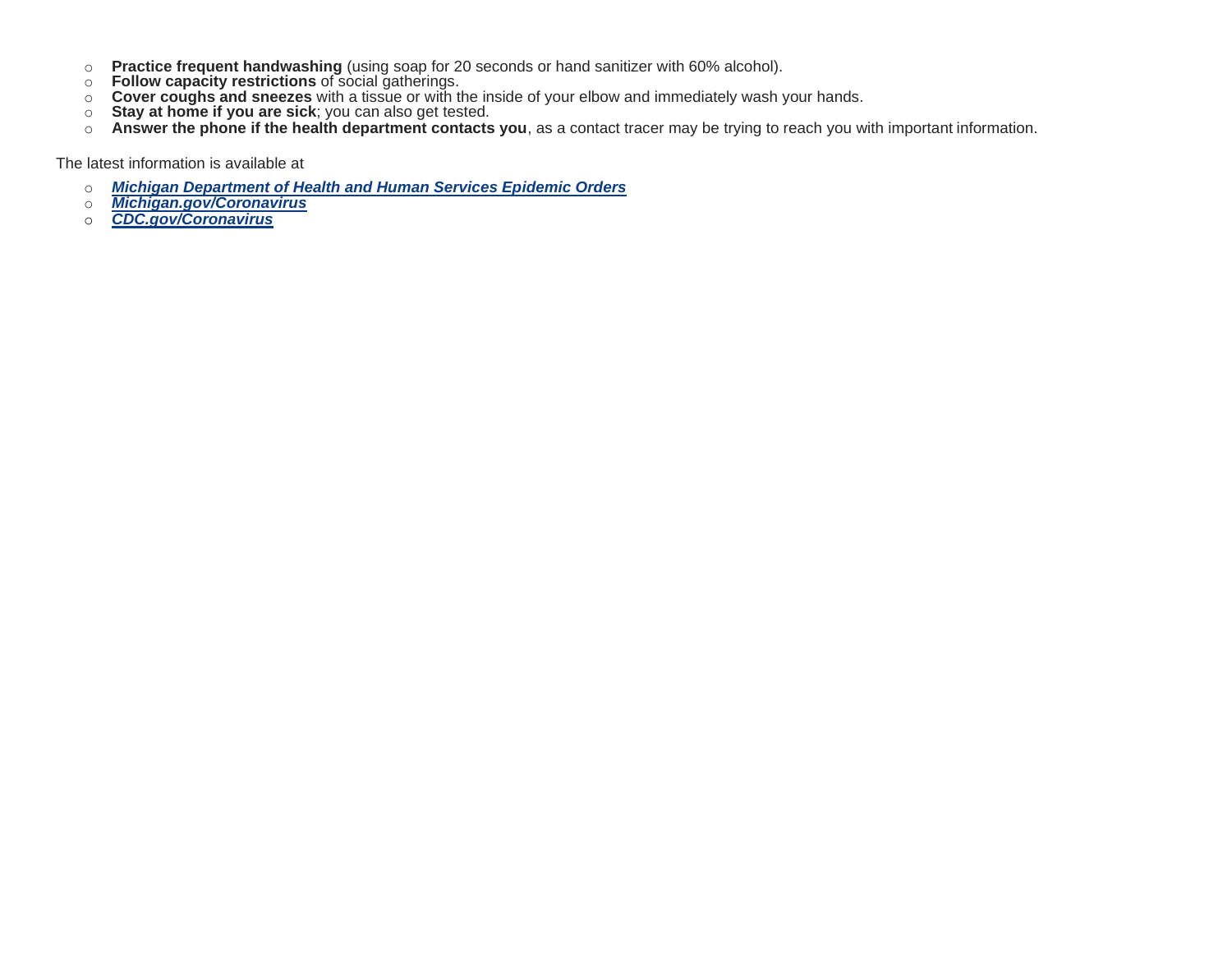- **Practice frequent handwashing** (using soap for 20 seconds or hand sanitizer with 60% alcohol).
- **Follow capacity restrictions** of social gatherings.
- **Cover coughs and sneezes** with a tissue or with the inside of your elbow and immediately wash your hands.
- **Stay at home if you are sick**; you can also get tested.
- **Answer the phone if the health department contacts you**, as a contact tracer may be trying to reach you with important information.

The latest information is available at

- ***Michigan Department of Health and Human Services Epidemic Orders***
- ***Michigan.gov/Coronavirus***
- ***CDC.gov/Coronavirus***